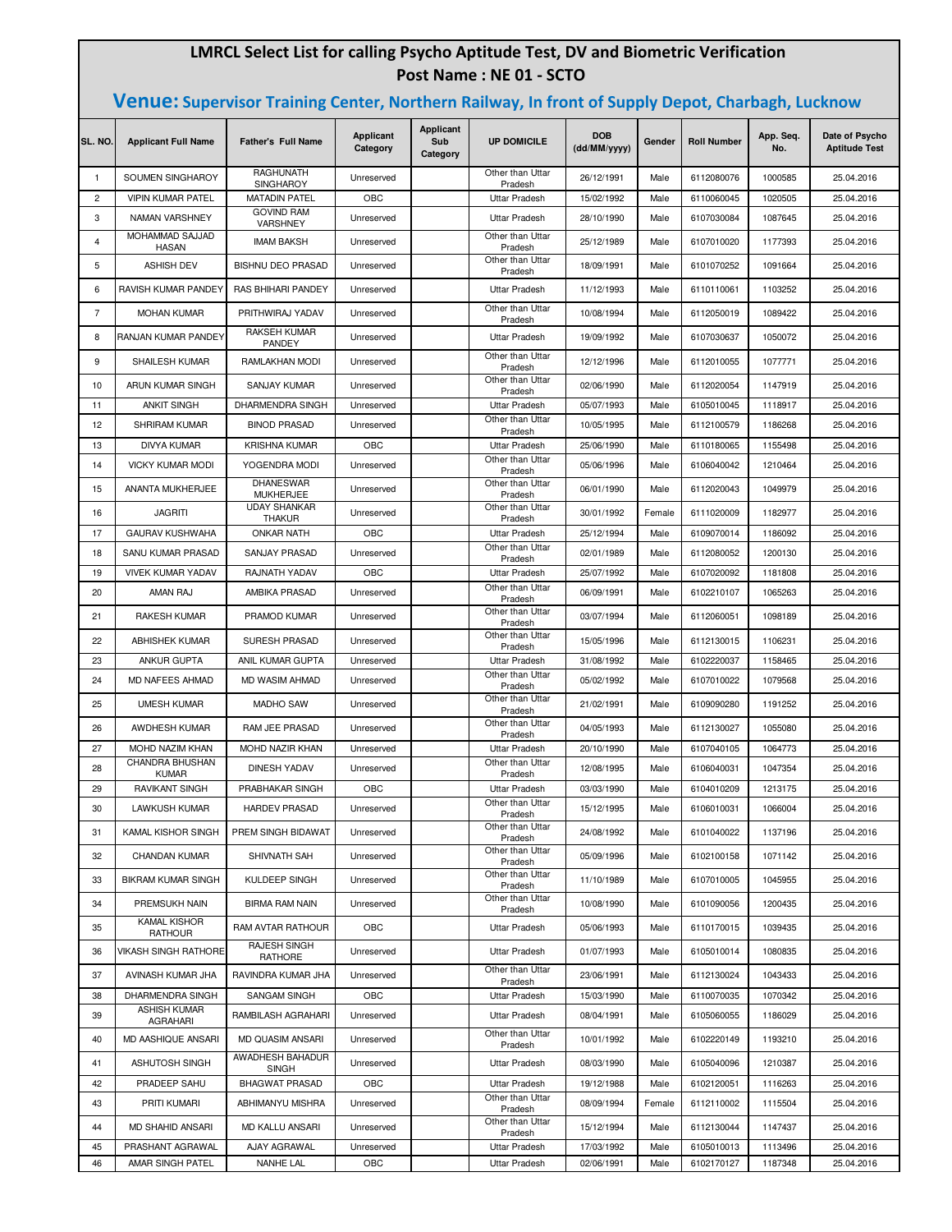# LMRCL Select List for calling Psycho Aptitude Test, DV and Biometric Verification

## Post Name : NE 01 - SCTO

### Venue: Supervisor Training Center, Northern Railway, In front of Supply Depot, Charbagh, Lucknow

| SL. NO. | Applicant Full Name | Father's Full Name | Applicant Category | Applicant Sub Category | UP DOMICILE | DOB (dd/MM/yyyy) | Gender | Roll Number | App. Seq. No. | Date of Psycho Aptitude Test |
|---|---|---|---|---|---|---|---|---|---|---|
| 1 | SOUMEN SINGHAROY | RAGHUNATH SINGHAROY | Unreserved | | Other than Uttar Pradesh | 26/12/1991 | Male | 6112080076 | 1000585 | 25.04.2016 |
| 2 | VIPIN KUMAR PATEL | MATADIN PATEL | OBC | | Uttar Pradesh | 15/02/1992 | Male | 6110060045 | 1020505 | 25.04.2016 |
| 3 | NAMAN VARSHNEY | GOVIND RAM VARSHNEY | Unreserved | | Uttar Pradesh | 28/10/1990 | Male | 6107030084 | 1087645 | 25.04.2016 |
| 4 | MOHAMMAD SAJJAD HASAN | IMAM BAKSH | Unreserved | | Other than Uttar Pradesh | 25/12/1989 | Male | 6107010020 | 1177393 | 25.04.2016 |
| 5 | ASHISH DEV | BISHNU DEO PRASAD | Unreserved | | Other than Uttar Pradesh | 18/09/1991 | Male | 6101070252 | 1091664 | 25.04.2016 |
| 6 | RAVISH KUMAR PANDEY | RAS BHIHARI PANDEY | Unreserved | | Uttar Pradesh | 11/12/1993 | Male | 6110110061 | 1103252 | 25.04.2016 |
| 7 | MOHAN KUMAR | PRITHWIRAJ YADAV | Unreserved | | Other than Uttar Pradesh | 10/08/1994 | Male | 6112050019 | 1089422 | 25.04.2016 |
| 8 | RANJAN KUMAR PANDEY | RAKSEH KUMAR PANDEY | Unreserved | | Uttar Pradesh | 19/09/1992 | Male | 6107030637 | 1050072 | 25.04.2016 |
| 9 | SHAILESH KUMAR | RAMLAKHAN MODI | Unreserved | | Other than Uttar Pradesh | 12/12/1996 | Male | 6112010055 | 1077771 | 25.04.2016 |
| 10 | ARUN KUMAR SINGH | SANJAY KUMAR | Unreserved | | Other than Uttar Pradesh | 02/06/1990 | Male | 6112020054 | 1147919 | 25.04.2016 |
| 11 | ANKIT SINGH | DHARMENDRA SINGH | Unreserved | | Uttar Pradesh | 05/07/1993 | Male | 6105010045 | 1118917 | 25.04.2016 |
| 12 | SHRIRAM KUMAR | BINOD PRASAD | Unreserved | | Other than Uttar Pradesh | 10/05/1995 | Male | 6112100579 | 1186268 | 25.04.2016 |
| 13 | DIVYA KUMAR | KRISHNA KUMAR | OBC | | Uttar Pradesh | 25/06/1990 | Male | 6110180065 | 1155498 | 25.04.2016 |
| 14 | VICKY KUMAR MODI | YOGENDRA MODI | Unreserved | | Other than Uttar Pradesh | 05/06/1996 | Male | 6106040042 | 1210464 | 25.04.2016 |
| 15 | ANANTA MUKHERJEE | DHANESWAR MUKHERJEE | Unreserved | | Other than Uttar Pradesh | 06/01/1990 | Male | 6112020043 | 1049979 | 25.04.2016 |
| 16 | JAGRITI | UDAY SHANKAR THAKUR | Unreserved | | Other than Uttar Pradesh | 30/01/1992 | Female | 6111020009 | 1182977 | 25.04.2016 |
| 17 | GAURAV KUSHWAHA | ONKAR NATH | OBC | | Uttar Pradesh | 25/12/1994 | Male | 6109070014 | 1186092 | 25.04.2016 |
| 18 | SANU KUMAR PRASAD | SANJAY PRASAD | Unreserved | | Other than Uttar Pradesh | 02/01/1989 | Male | 6112080052 | 1200130 | 25.04.2016 |
| 19 | VIVEK KUMAR YADAV | RAJNATH YADAV | OBC | | Uttar Pradesh | 25/07/1992 | Male | 6107020092 | 1181808 | 25.04.2016 |
| 20 | AMAN RAJ | AMBIKA PRASAD | Unreserved | | Other than Uttar Pradesh | 06/09/1991 | Male | 6102210107 | 1065263 | 25.04.2016 |
| 21 | RAKESH KUMAR | PRAMOD KUMAR | Unreserved | | Other than Uttar Pradesh | 03/07/1994 | Male | 6112060051 | 1098189 | 25.04.2016 |
| 22 | ABHISHEK KUMAR | SURESH PRASAD | Unreserved | | Other than Uttar Pradesh | 15/05/1996 | Male | 6112130015 | 1106231 | 25.04.2016 |
| 23 | ANKUR GUPTA | ANIL KUMAR GUPTA | Unreserved | | Uttar Pradesh | 31/08/1992 | Male | 6102220037 | 1158465 | 25.04.2016 |
| 24 | MD NAFEES AHMAD | MD WASIM AHMAD | Unreserved | | Other than Uttar Pradesh | 05/02/1992 | Male | 6107010022 | 1079568 | 25.04.2016 |
| 25 | UMESH KUMAR | MADHO SAW | Unreserved | | Other than Uttar Pradesh | 21/02/1991 | Male | 6109090280 | 1191252 | 25.04.2016 |
| 26 | AWDHESH KUMAR | RAM JEE PRASAD | Unreserved | | Other than Uttar Pradesh | 04/05/1993 | Male | 6112130027 | 1055080 | 25.04.2016 |
| 27 | MOHD NAZIM KHAN | MOHD NAZIR KHAN | Unreserved | | Uttar Pradesh | 20/10/1990 | Male | 6107040105 | 1064773 | 25.04.2016 |
| 28 | CHANDRA BHUSHAN KUMAR | DINESH YADAV | Unreserved | | Other than Uttar Pradesh | 12/08/1995 | Male | 6106040031 | 1047354 | 25.04.2016 |
| 29 | RAVIKANT SINGH | PRABHAKAR SINGH | OBC | | Uttar Pradesh | 03/03/1990 | Male | 6104010209 | 1213175 | 25.04.2016 |
| 30 | LAWKUSH KUMAR | HARDEV PRASAD | Unreserved | | Other than Uttar Pradesh | 15/12/1995 | Male | 6106010031 | 1066004 | 25.04.2016 |
| 31 | KAMAL KISHOR SINGH | PREM SINGH BIDAWAT | Unreserved | | Other than Uttar Pradesh | 24/08/1992 | Male | 6101040022 | 1137196 | 25.04.2016 |
| 32 | CHANDAN KUMAR | SHIVNATH SAH | Unreserved | | Other than Uttar Pradesh | 05/09/1996 | Male | 6102100158 | 1071142 | 25.04.2016 |
| 33 | BIKRAM KUMAR SINGH | KULDEEP SINGH | Unreserved | | Other than Uttar Pradesh | 11/10/1989 | Male | 6107010005 | 1045955 | 25.04.2016 |
| 34 | PREMSUKH NAIN | BIRMA RAM NAIN | Unreserved | | Other than Uttar Pradesh | 10/08/1990 | Male | 6101090056 | 1200435 | 25.04.2016 |
| 35 | KAMAL KISHOR RATHOUR | RAM AVTAR RATHOUR | OBC | | Uttar Pradesh | 05/06/1993 | Male | 6110170015 | 1039435 | 25.04.2016 |
| 36 | VIKASH SINGH RATHORE | RAJESH SINGH RATHORE | Unreserved | | Uttar Pradesh | 01/07/1993 | Male | 6105010014 | 1080835 | 25.04.2016 |
| 37 | AVINASH KUMAR JHA | RAVINDRA KUMAR JHA | Unreserved | | Other than Uttar Pradesh | 23/06/1991 | Male | 6112130024 | 1043433 | 25.04.2016 |
| 38 | DHARMENDRA SINGH | SANGAM SINGH | OBC | | Uttar Pradesh | 15/03/1990 | Male | 6110070035 | 1070342 | 25.04.2016 |
| 39 | ASHISH KUMAR AGRAHARI | RAMBILASH AGRAHARI | Unreserved | | Uttar Pradesh | 08/04/1991 | Male | 6105060055 | 1186029 | 25.04.2016 |
| 40 | MD AASHIQUE ANSARI | MD QUASIM ANSARI | Unreserved | | Other than Uttar Pradesh | 10/01/1992 | Male | 6102220149 | 1193210 | 25.04.2016 |
| 41 | ASHUTOSH SINGH | AWADHESH BAHADUR SINGH | Unreserved | | Uttar Pradesh | 08/03/1990 | Male | 6105040096 | 1210387 | 25.04.2016 |
| 42 | PRADEEP SAHU | BHAGWAT PRASAD | OBC | | Uttar Pradesh | 19/12/1988 | Male | 6102120051 | 1116263 | 25.04.2016 |
| 43 | PRITI KUMARI | ABHIMANYU MISHRA | Unreserved | | Other than Uttar Pradesh | 08/09/1994 | Female | 6112110002 | 1115504 | 25.04.2016 |
| 44 | MD SHAHID ANSARI | MD KALLU ANSARI | Unreserved | | Other than Uttar Pradesh | 15/12/1994 | Male | 6112130044 | 1147437 | 25.04.2016 |
| 45 | PRASHANT AGRAWAL | AJAY AGRAWAL | Unreserved | | Uttar Pradesh | 17/03/1992 | Male | 6105010013 | 1113496 | 25.04.2016 |
| 46 | AMAR SINGH PATEL | NANHE LAL | OBC | | Uttar Pradesh | 02/06/1991 | Male | 6102170127 | 1187348 | 25.04.2016 |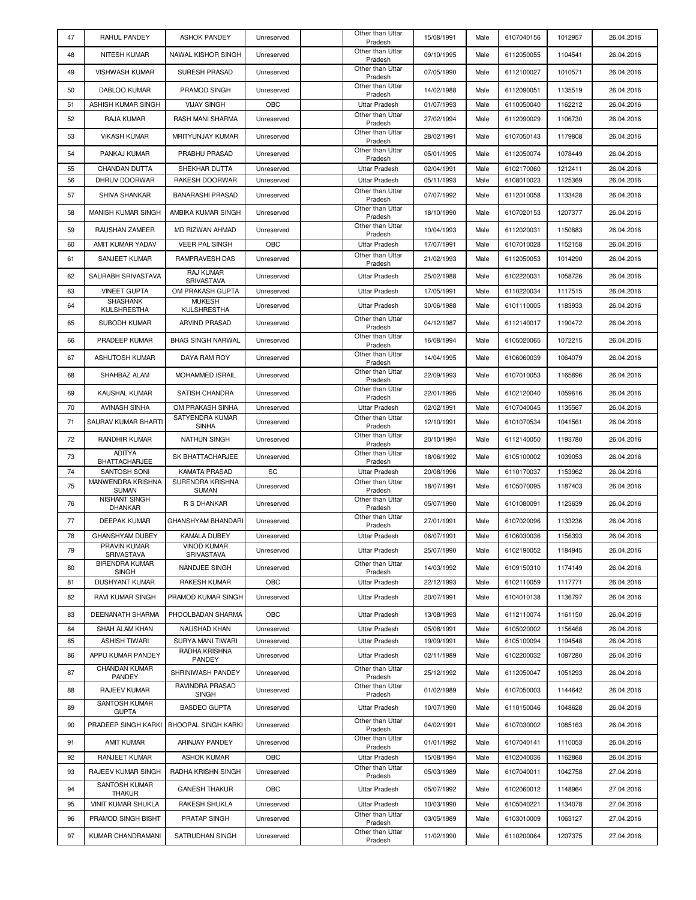| 47 | RAHUL PANDEY | ASHOK PANDEY | Unreserved | | Other than Uttar Pradesh | 15/08/1991 | Male | 6107040156 | 1012957 | 26.04.2016 |
|---|---|---|---|---|---|---|---|---|---|---|
| 48 | NITESH KUMAR | NAWAL KISHOR SINGH | Unreserved | | Other than Uttar Pradesh | 09/10/1995 | Male | 6112050055 | 1104541 | 26.04.2016 |
| 49 | VISHWASH KUMAR | SURESH PRASAD | Unreserved | | Other than Uttar Pradesh | 07/05/1990 | Male | 6112100027 | 1010571 | 26.04.2016 |
| 50 | DABLOO KUMAR | PRAMOD SINGH | Unreserved | | Other than Uttar Pradesh | 14/02/1988 | Male | 6112090051 | 1135519 | 26.04.2016 |
| 51 | ASHISH KUMAR SINGH | VIJAY SINGH | OBC | | Uttar Pradesh | 01/07/1993 | Male | 6110050040 | 1162212 | 26.04.2016 |
| 52 | RAJA KUMAR | RASH MANI SHARMA | Unreserved | | Other than Uttar Pradesh | 27/02/1994 | Male | 6112090029 | 1106730 | 26.04.2016 |
| 53 | VIKASH KUMAR | MRITYUNJAY KUMAR | Unreserved | | Other than Uttar Pradesh | 28/02/1991 | Male | 6107050143 | 1179808 | 26.04.2016 |
| 54 | PANKAJ KUMAR | PRABHU PRASAD | Unreserved | | Other than Uttar Pradesh | 05/01/1995 | Male | 6112050074 | 1078449 | 26.04.2016 |
| 55 | CHANDAN DUTTA | SHEKHAR DUTTA | Unreserved | | Uttar Pradesh | 02/04/1991 | Male | 6102170060 | 1212411 | 26.04.2016 |
| 56 | DHRUV DOORWAR | RAKESH DOORWAR | Unreserved | | Uttar Pradesh | 05/11/1993 | Male | 6108010023 | 1125369 | 26.04.2016 |
| 57 | SHIVA SHANKAR | BANARASHI PRASAD | Unreserved | | Other than Uttar Pradesh | 07/07/1992 | Male | 6112010058 | 1133428 | 26.04.2016 |
| 58 | MANISH KUMAR SINGH | AMBIKA KUMAR SINGH | Unreserved | | Other than Uttar Pradesh | 18/10/1990 | Male | 6107020153 | 1207377 | 26.04.2016 |
| 59 | RAUSHAN ZAMEER | MD RIZWAN AHMAD | Unreserved | | Other than Uttar Pradesh | 10/04/1993 | Male | 6112020031 | 1150883 | 26.04.2016 |
| 60 | AMIT KUMAR YADAV | VEER PAL SINGH | OBC | | Uttar Pradesh | 17/07/1991 | Male | 6107010028 | 1152158 | 26.04.2016 |
| 61 | SANJEET KUMAR | RAMPRAVESH DAS | Unreserved | | Other than Uttar Pradesh | 21/02/1993 | Male | 6112050053 | 1014290 | 26.04.2016 |
| 62 | SAURABH SRIVASTAVA | RAJ KUMAR SRIVASTAVA | Unreserved | | Uttar Pradesh | 25/02/1988 | Male | 6102220031 | 1058726 | 26.04.2016 |
| 63 | VINEET GUPTA | OM PRAKASH GUPTA | Unreserved | | Uttar Pradesh | 17/05/1991 | Male | 6110220034 | 1117515 | 26.04.2016 |
| 64 | SHASHANK KULSHRESTHA | MUKESH KULSHRESTHA | Unreserved | | Uttar Pradesh | 30/06/1988 | Male | 6101110005 | 1183933 | 26.04.2016 |
| 65 | SUBODH KUMAR | ARVIND PRASAD | Unreserved | | Other than Uttar Pradesh | 04/12/1987 | Male | 6112140017 | 1190472 | 26.04.2016 |
| 66 | PRADEEP KUMAR | BHAG SINGH NARWAL | Unreserved | | Other than Uttar Pradesh | 16/08/1994 | Male | 6105020065 | 1072215 | 26.04.2016 |
| 67 | ASHUTOSH KUMAR | DAYA RAM ROY | Unreserved | | Other than Uttar Pradesh | 14/04/1995 | Male | 6106060039 | 1064079 | 26.04.2016 |
| 68 | SHAHBAZ ALAM | MOHAMMED ISRAIL | Unreserved | | Other than Uttar Pradesh | 22/09/1993 | Male | 6107010053 | 1165896 | 26.04.2016 |
| 69 | KAUSHAL KUMAR | SATISH CHANDRA | Unreserved | | Other than Uttar Pradesh | 22/01/1995 | Male | 6102120040 | 1059616 | 26.04.2016 |
| 70 | AVINASH SINHA | OM PRAKASH SINHA | Unreserved | | Uttar Pradesh | 02/02/1991 | Male | 6107040045 | 1135567 | 26.04.2016 |
| 71 | SAURAV KUMAR BHARTI | SATYENDRA KUMAR SINHA | Unreserved | | Other than Uttar Pradesh | 12/10/1991 | Male | 6101070534 | 1041561 | 26.04.2016 |
| 72 | RANDHIR KUMAR | NATHUN SINGH | Unreserved | | Other than Uttar Pradesh | 20/10/1994 | Male | 6112140050 | 1193780 | 26.04.2016 |
| 73 | ADITYA BHATTACHARJEE | SK BHATTACHARJEE | Unreserved | | Other than Uttar Pradesh | 18/06/1992 | Male | 6105100002 | 1039053 | 26.04.2016 |
| 74 | SANTOSH SONI | KAMATA PRASAD | SC | | Uttar Pradesh | 20/08/1996 | Male | 6110170037 | 1153962 | 26.04.2016 |
| 75 | MANWENDRA KRISHNA SUMAN | SURENDRA KRISHNA SUMAN | Unreserved | | Other than Uttar Pradesh | 18/07/1991 | Male | 6105070095 | 1187403 | 26.04.2016 |
| 76 | NISHANT SINGH DHANKAR | R S DHANKAR | Unreserved | | Other than Uttar Pradesh | 05/07/1990 | Male | 6101080091 | 1123639 | 26.04.2016 |
| 77 | DEEPAK KUMAR | GHANSHYAM BHANDARI | Unreserved | | Other than Uttar Pradesh | 27/01/1991 | Male | 6107020096 | 1133236 | 26.04.2016 |
| 78 | GHANSHYAM DUBEY | KAMALA DUBEY | Unreserved | | Uttar Pradesh | 06/07/1991 | Male | 6106030036 | 1156393 | 26.04.2016 |
| 79 | PRAVIN KUMAR SRIVASTAVA | VINOD KUMAR SRIVASTAVA | Unreserved | | Uttar Pradesh | 25/07/1990 | Male | 6102190052 | 1184945 | 26.04.2016 |
| 80 | BIRENDRA KUMAR SINGH | NANDJEE SINGH | Unreserved | | Other than Uttar Pradesh | 14/03/1992 | Male | 6109150310 | 1174149 | 26.04.2016 |
| 81 | DUSHYANT KUMAR | RAKESH KUMAR | OBC | | Uttar Pradesh | 22/12/1993 | Male | 6102110059 | 1117771 | 26.04.2016 |
| 82 | RAVI KUMAR SINGH | PRAMOD KUMAR SINGH | Unreserved | | Uttar Pradesh | 20/07/1991 | Male | 6104010138 | 1136797 | 26.04.2016 |
| 83 | DEENANATH SHARMA | PHOOLBADAN SHARMA | OBC | | Uttar Pradesh | 13/08/1993 | Male | 6112110074 | 1161150 | 26.04.2016 |
| 84 | SHAH ALAM KHAN | NAUSHAD KHAN | Unreserved | | Uttar Pradesh | 05/08/1991 | Male | 6105020002 | 1156468 | 26.04.2016 |
| 85 | ASHISH TIWARI | SURYA MANI TIWARI | Unreserved | | Uttar Pradesh | 19/09/1991 | Male | 6105100094 | 1194548 | 26.04.2016 |
| 86 | APPU KUMAR PANDEY | RADHA KRISHNA PANDEY | Unreserved | | Uttar Pradesh | 02/11/1989 | Male | 6102200032 | 1087280 | 26.04.2016 |
| 87 | CHANDAN KUMAR PANDEY | SHRINIWASH PANDEY | Unreserved | | Other than Uttar Pradesh | 25/12/1992 | Male | 6112050047 | 1051293 | 26.04.2016 |
| 88 | RAJEEV KUMAR | RAVINDRA PRASAD SINGH | Unreserved | | Other than Uttar Pradesh | 01/02/1989 | Male | 6107050003 | 1144642 | 26.04.2016 |
| 89 | SANTOSH KUMAR GUPTA | BASDEO GUPTA | Unreserved | | Uttar Pradesh | 10/07/1990 | Male | 6110150046 | 1048628 | 26.04.2016 |
| 90 | PRADEEP SINGH KARKI | BHOOPAL SINGH KARKI | Unreserved | | Other than Uttar Pradesh | 04/02/1991 | Male | 6107030002 | 1085163 | 26.04.2016 |
| 91 | AMIT KUMAR | ARINJAY PANDEY | Unreserved | | Other than Uttar Pradesh | 01/01/1992 | Male | 6107040141 | 1110053 | 26.04.2016 |
| 92 | RANJEET KUMAR | ASHOK KUMAR | OBC | | Uttar Pradesh | 15/08/1994 | Male | 6102040036 | 1162868 | 26.04.2016 |
| 93 | RAJEEV KUMAR SINGH | RADHA KRISHN SINGH | Unreserved | | Other than Uttar Pradesh | 05/03/1989 | Male | 6107040011 | 1042758 | 27.04.2016 |
| 94 | SANTOSH KUMAR THAKUR | GANESH THAKUR | OBC | | Uttar Pradesh | 05/07/1992 | Male | 6102060012 | 1148964 | 27.04.2016 |
| 95 | VINIT KUMAR SHUKLA | RAKESH SHUKLA | Unreserved | | Uttar Pradesh | 10/03/1990 | Male | 6105040221 | 1134078 | 27.04.2016 |
| 96 | PRAMOD SINGH BISHT | PRATAP SINGH | Unreserved | | Other than Uttar Pradesh | 03/05/1989 | Male | 6103010009 | 1063127 | 27.04.2016 |
| 97 | KUMAR CHANDRAMANI | SATRUDHAN SINGH | Unreserved | | Other than Uttar Pradesh | 11/02/1990 | Male | 6110200064 | 1207375 | 27.04.2016 |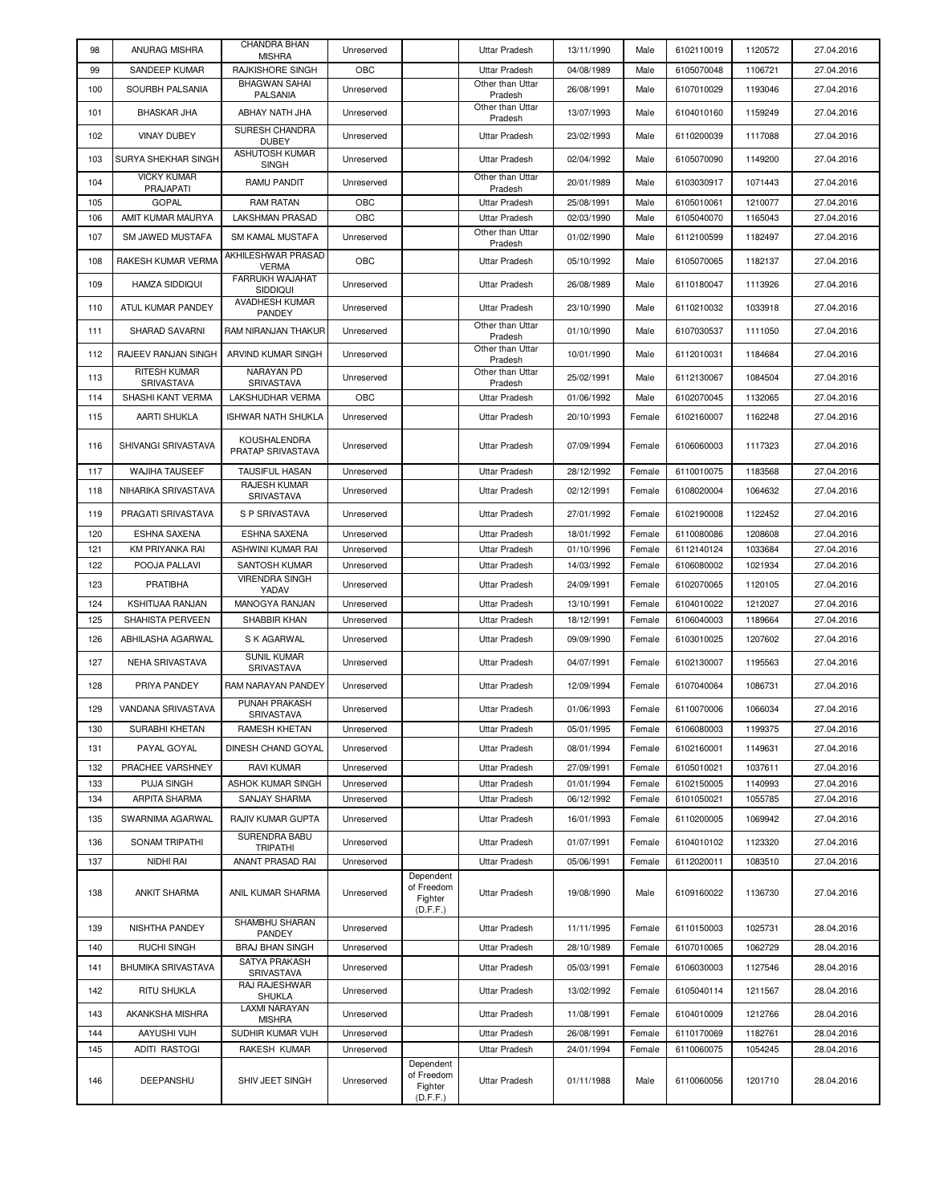| 98 | ANURAG MISHRA | CHANDRA BHAN MISHRA | Unreserved | | Uttar Pradesh | 13/11/1990 | Male | 6102110019 | 1120572 | 27.04.2016 |
|---|---|---|---|---|---|---|---|---|---|---|
| 99 | SANDEEP KUMAR | RAJKISHORE SINGH | OBC | | Uttar Pradesh | 04/08/1989 | Male | 6105070048 | 1106721 | 27.04.2016 |
| 100 | SOURBH PALSANIA | BHAGWAN SAHAI PALSANIA | Unreserved | | Other than Uttar Pradesh | 26/08/1991 | Male | 6107010029 | 1193046 | 27.04.2016 |
| 101 | BHASKAR JHA | ABHAY NATH JHA | Unreserved | | Other than Uttar Pradesh | 13/07/1993 | Male | 6104010160 | 1159249 | 27.04.2016 |
| 102 | VINAY DUBEY | SURESH CHANDRA DUBEY | Unreserved | | Uttar Pradesh | 23/02/1993 | Male | 6110200039 | 1117088 | 27.04.2016 |
| 103 | SURYA SHEKHAR SINGH | ASHUTOSH KUMAR SINGH | Unreserved | | Uttar Pradesh | 02/04/1992 | Male | 6105070090 | 1149200 | 27.04.2016 |
| 104 | VICKY KUMAR PRAJAPATI | RAMU PANDIT | Unreserved | | Other than Uttar Pradesh | 20/01/1989 | Male | 6103030917 | 1071443 | 27.04.2016 |
| 105 | GOPAL | RAM RATAN | OBC | | Uttar Pradesh | 25/08/1991 | Male | 6105010061 | 1210077 | 27.04.2016 |
| 106 | AMIT KUMAR MAURYA | LAKSHMAN PRASAD | OBC | | Uttar Pradesh | 02/03/1990 | Male | 6105040070 | 1165043 | 27.04.2016 |
| 107 | SM JAWED MUSTAFA | SM KAMAL MUSTAFA | Unreserved | | Other than Uttar Pradesh | 01/02/1990 | Male | 6112100599 | 1182497 | 27.04.2016 |
| 108 | RAKESH KUMAR VERMA | AKHILESHWAR PRASAD VERMA | OBC | | Uttar Pradesh | 05/10/1992 | Male | 6105070065 | 1182137 | 27.04.2016 |
| 109 | HAMZA SIDDIQUI | FARRUKH WAJAHAT SIDDIQUI | Unreserved | | Uttar Pradesh | 26/08/1989 | Male | 6110180047 | 1113926 | 27.04.2016 |
| 110 | ATUL KUMAR PANDEY | AVADHESH KUMAR PANDEY | Unreserved | | Uttar Pradesh | 23/10/1990 | Male | 6110210032 | 1033918 | 27.04.2016 |
| 111 | SHARAD SAVARNI | RAM NIRANJAN THAKUR | Unreserved | | Other than Uttar Pradesh | 01/10/1990 | Male | 6107030537 | 1111050 | 27.04.2016 |
| 112 | RAJEEV RANJAN SINGH | ARVIND KUMAR SINGH | Unreserved | | Other than Uttar Pradesh | 10/01/1990 | Male | 6112010031 | 1184684 | 27.04.2016 |
| 113 | RITESH KUMAR SRIVASTAVA | NARAYAN PD SRIVASTAVA | Unreserved | | Other than Uttar Pradesh | 25/02/1991 | Male | 6112130067 | 1084504 | 27.04.2016 |
| 114 | SHASHI KANT VERMA | LAKSHUDHAR VERMA | OBC | | Uttar Pradesh | 01/06/1992 | Male | 6102070045 | 1132065 | 27.04.2016 |
| 115 | AARTI SHUKLA | ISHWAR NATH SHUKLA | Unreserved | | Uttar Pradesh | 20/10/1993 | Female | 6102160007 | 1162248 | 27.04.2016 |
| 116 | SHIVANGI SRIVASTAVA | KOUSHALENDRA PRATAP SRIVASTAVA | Unreserved | | Uttar Pradesh | 07/09/1994 | Female | 6106060003 | 1117323 | 27.04.2016 |
| 117 | WAJIHA TAUSEEF | TAUSIFUL HASAN | Unreserved | | Uttar Pradesh | 28/12/1992 | Female | 6110010075 | 1183568 | 27.04.2016 |
| 118 | NIHARIKA SRIVASTAVA | RAJESH KUMAR SRIVASTAVA | Unreserved | | Uttar Pradesh | 02/12/1991 | Female | 6108020004 | 1064632 | 27.04.2016 |
| 119 | PRAGATI SRIVASTAVA | S P SRIVASTAVA | Unreserved | | Uttar Pradesh | 27/01/1992 | Female | 6102190008 | 1122452 | 27.04.2016 |
| 120 | ESHNA SAXENA | ESHNA SAXENA | Unreserved | | Uttar Pradesh | 18/01/1992 | Female | 6110080086 | 1208608 | 27.04.2016 |
| 121 | KM PRIYANKA RAI | ASHWINI KUMAR RAI | Unreserved | | Uttar Pradesh | 01/10/1996 | Female | 6112140124 | 1033684 | 27.04.2016 |
| 122 | POOJA PALLAVI | SANTOSH KUMAR | Unreserved | | Uttar Pradesh | 14/03/1992 | Female | 6106080002 | 1021934 | 27.04.2016 |
| 123 | PRATIBHA | VIRENDRA SINGH YADAV | Unreserved | | Uttar Pradesh | 24/09/1991 | Female | 6102070065 | 1120105 | 27.04.2016 |
| 124 | KSHITIJAA RANJAN | MANOGYA RANJAN | Unreserved | | Uttar Pradesh | 13/10/1991 | Female | 6104010022 | 1212027 | 27.04.2016 |
| 125 | SHAHISTA PERVEEN | SHABBIR KHAN | Unreserved | | Uttar Pradesh | 18/12/1991 | Female | 6106040003 | 1189664 | 27.04.2016 |
| 126 | ABHILASHA AGARWAL | S K AGARWAL | Unreserved | | Uttar Pradesh | 09/09/1990 | Female | 6103010025 | 1207602 | 27.04.2016 |
| 127 | NEHA SRIVASTAVA | SUNIL KUMAR SRIVASTAVA | Unreserved | | Uttar Pradesh | 04/07/1991 | Female | 6102130007 | 1195563 | 27.04.2016 |
| 128 | PRIYA PANDEY | RAM NARAYAN PANDEY | Unreserved | | Uttar Pradesh | 12/09/1994 | Female | 6107040064 | 1086731 | 27.04.2016 |
| 129 | VANDANA SRIVASTAVA | PUNAH PRAKASH SRIVASTAVA | Unreserved | | Uttar Pradesh | 01/06/1993 | Female | 6110070006 | 1066034 | 27.04.2016 |
| 130 | SURABHI KHETAN | RAMESH KHETAN | Unreserved | | Uttar Pradesh | 05/01/1995 | Female | 6106080003 | 1199375 | 27.04.2016 |
| 131 | PAYAL GOYAL | DINESH CHAND GOYAL | Unreserved | | Uttar Pradesh | 08/01/1994 | Female | 6102160001 | 1149631 | 27.04.2016 |
| 132 | PRACHEE VARSHNEY | RAVI KUMAR | Unreserved | | Uttar Pradesh | 27/09/1991 | Female | 6105010021 | 1037611 | 27.04.2016 |
| 133 | PUJA SINGH | ASHOK KUMAR SINGH | Unreserved | | Uttar Pradesh | 01/01/1994 | Female | 6102150005 | 1140993 | 27.04.2016 |
| 134 | ARPITA SHARMA | SANJAY SHARMA | Unreserved | | Uttar Pradesh | 06/12/1992 | Female | 6101050021 | 1055785 | 27.04.2016 |
| 135 | SWARNIMA AGARWAL | RAJIV KUMAR GUPTA | Unreserved | | Uttar Pradesh | 16/01/1993 | Female | 6110200005 | 1069942 | 27.04.2016 |
| 136 | SONAM TRIPATHI | SURENDRA BABU TRIPATHI | Unreserved | | Uttar Pradesh | 01/07/1991 | Female | 6104010102 | 1123320 | 27.04.2016 |
| 137 | NIDHI RAI | ANANT PRASAD RAI | Unreserved | | Uttar Pradesh | 05/06/1991 | Female | 6112020011 | 1083510 | 27.04.2016 |
| 138 | ANKIT SHARMA | ANIL KUMAR SHARMA | Unreserved | Dependent of Freedom Fighter (D.F.F.) | Uttar Pradesh | 19/08/1990 | Male | 6109160022 | 1136730 | 27.04.2016 |
| 139 | NISHTHA PANDEY | SHAMBHU SHARAN PANDEY | Unreserved | | Uttar Pradesh | 11/11/1995 | Female | 6110150003 | 1025731 | 28.04.2016 |
| 140 | RUCHI SINGH | BRAJ BHAN SINGH | Unreserved | | Uttar Pradesh | 28/10/1989 | Female | 6107010065 | 1062729 | 28.04.2016 |
| 141 | BHUMIKA SRIVASTAVA | SATYA PRAKASH SRIVASTAVA | Unreserved | | Uttar Pradesh | 05/03/1991 | Female | 6106030003 | 1127546 | 28.04.2016 |
| 142 | RITU SHUKLA | RAJ RAJESHWAR SHUKLA | Unreserved | | Uttar Pradesh | 13/02/1992 | Female | 6105040114 | 1211567 | 28.04.2016 |
| 143 | AKANKSHA MISHRA | LAXMI NARAYAN MISHRA | Unreserved | | Uttar Pradesh | 11/08/1991 | Female | 6104010009 | 1212766 | 28.04.2016 |
| 144 | AAYUSHI VIJH | SUDHIR KUMAR VIJH | Unreserved | | Uttar Pradesh | 26/08/1991 | Female | 6110170069 | 1182761 | 28.04.2016 |
| 145 | ADITI RASTOGI | RAKESH KUMAR | Unreserved | | Uttar Pradesh | 24/01/1994 | Female | 6110060075 | 1054245 | 28.04.2016 |
| 146 | DEEPANSHU | SHIV JEET SINGH | Unreserved | Dependent of Freedom Fighter (D.F.F.) | Uttar Pradesh | 01/11/1988 | Male | 6110060056 | 1201710 | 28.04.2016 |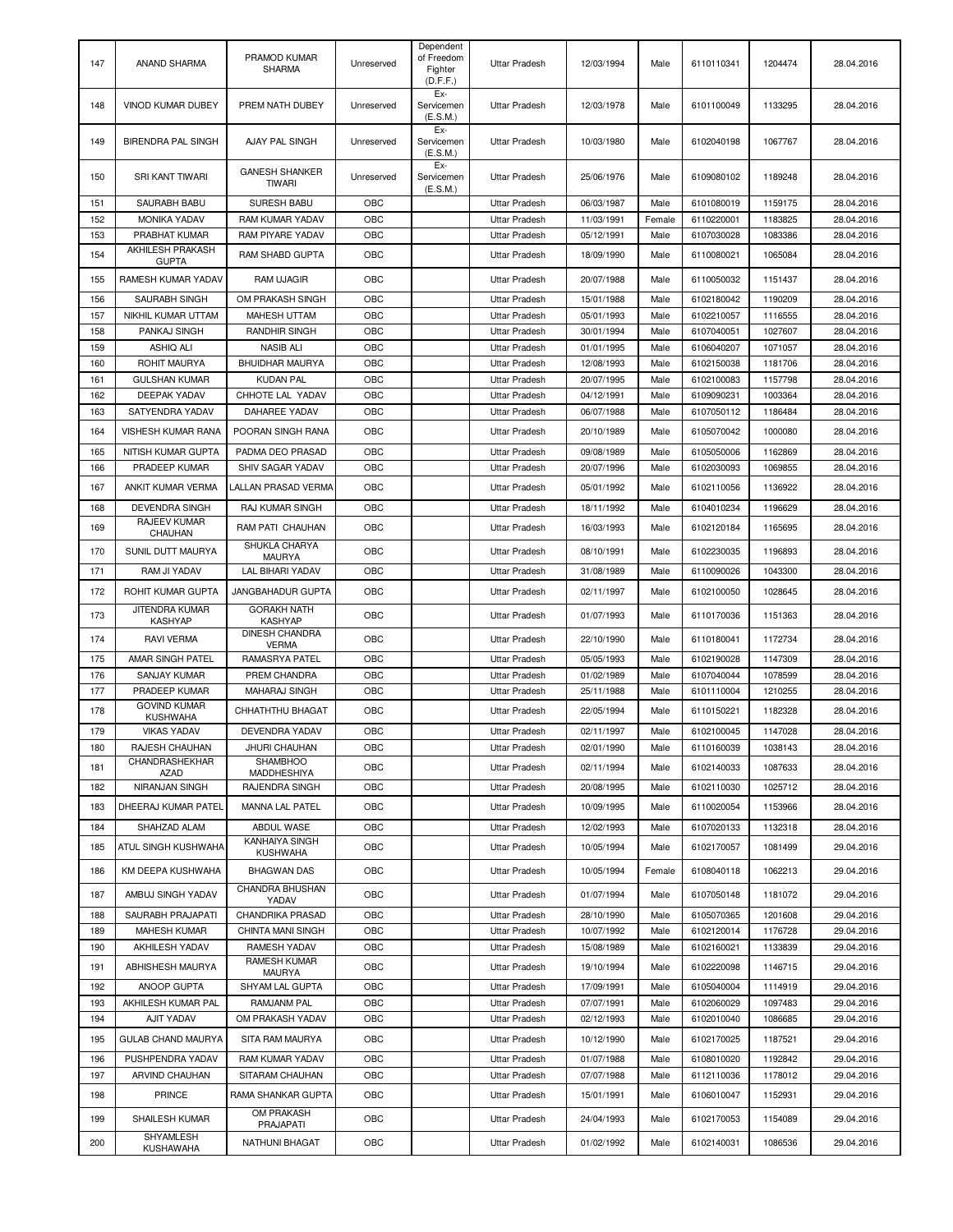| 147 | ANAND SHARMA | PRAMOD KUMAR SHARMA | Unreserved | Dependent of Freedom Fighter (D.F.F.) | Uttar Pradesh | 12/03/1994 | Male | 6110110341 | 1204474 | 28.04.2016 |
|---|---|---|---|---|---|---|---|---|---|---|
| 148 | VINOD KUMAR DUBEY | PREM NATH DUBEY | Unreserved | Ex-Servicemen (E.S.M.) | Uttar Pradesh | 12/03/1978 | Male | 6101100049 | 1133295 | 28.04.2016 |
| 149 | BIRENDRA PAL SINGH | AJAY PAL SINGH | Unreserved | Ex-Servicemen (E.S.M.) | Uttar Pradesh | 10/03/1980 | Male | 6102040198 | 1067767 | 28.04.2016 |
| 150 | SRI KANT TIWARI | GANESH SHANKER TIWARI | Unreserved | Ex-Servicemen (E.S.M.) | Uttar Pradesh | 25/06/1976 | Male | 6109080102 | 1189248 | 28.04.2016 |
| 151 | SAURABH BABU | SURESH BABU | OBC | | Uttar Pradesh | 06/03/1987 | Male | 6101080019 | 1159175 | 28.04.2016 |
| 152 | MONIKA YADAV | RAM KUMAR YADAV | OBC | | Uttar Pradesh | 11/03/1991 | Female | 6110220001 | 1183825 | 28.04.2016 |
| 153 | PRABHAT KUMAR | RAM PIYARE YADAV | OBC | | Uttar Pradesh | 05/12/1991 | Male | 6107030028 | 1083386 | 28.04.2016 |
| 154 | AKHILESH PRAKASH GUPTA | RAM SHABD GUPTA | OBC | | Uttar Pradesh | 18/09/1990 | Male | 6110080021 | 1065084 | 28.04.2016 |
| 155 | RAMESH KUMAR YADAV | RAM UJAGIR | OBC | | Uttar Pradesh | 20/07/1988 | Male | 6110050032 | 1151437 | 28.04.2016 |
| 156 | SAURABH SINGH | OM PRAKASH SINGH | OBC | | Uttar Pradesh | 15/01/1988 | Male | 6102180042 | 1190209 | 28.04.2016 |
| 157 | NIKHIL KUMAR UTTAM | MAHESH UTTAM | OBC | | Uttar Pradesh | 05/01/1993 | Male | 6102210057 | 1116555 | 28.04.2016 |
| 158 | PANKAJ SINGH | RANDHIR SINGH | OBC | | Uttar Pradesh | 30/01/1994 | Male | 6107040051 | 1027607 | 28.04.2016 |
| 159 | ASHIQ ALI | NASIB ALI | OBC | | Uttar Pradesh | 01/01/1995 | Male | 6106040207 | 1071057 | 28.04.2016 |
| 160 | ROHIT MAURYA | BHUIDHAR MAURYA | OBC | | Uttar Pradesh | 12/08/1993 | Male | 6102150038 | 1181706 | 28.04.2016 |
| 161 | GULSHAN KUMAR | KUDAN PAL | OBC | | Uttar Pradesh | 20/07/1995 | Male | 6102100083 | 1157798 | 28.04.2016 |
| 162 | DEEPAK YADAV | CHHOTE LAL YADAV | OBC | | Uttar Pradesh | 04/12/1991 | Male | 6109090231 | 1003364 | 28.04.2016 |
| 163 | SATYENDRA YADAV | DAHAREE YADAV | OBC | | Uttar Pradesh | 06/07/1988 | Male | 6107050112 | 1186484 | 28.04.2016 |
| 164 | VISHESH KUMAR RANA | POORAN SINGH RANA | OBC | | Uttar Pradesh | 20/10/1989 | Male | 6105070042 | 1000080 | 28.04.2016 |
| 165 | NITISH KUMAR GUPTA | PADMA DEO PRASAD | OBC | | Uttar Pradesh | 09/08/1989 | Male | 6105050006 | 1162869 | 28.04.2016 |
| 166 | PRADEEP KUMAR | SHIV SAGAR YADAV | OBC | | Uttar Pradesh | 20/07/1996 | Male | 6102030093 | 1069855 | 28.04.2016 |
| 167 | ANKIT KUMAR VERMA | LALLAN PRASAD VERMA | OBC | | Uttar Pradesh | 05/01/1992 | Male | 6102110056 | 1136922 | 28.04.2016 |
| 168 | DEVENDRA SINGH | RAJ KUMAR SINGH | OBC | | Uttar Pradesh | 18/11/1992 | Male | 6104010234 | 1196629 | 28.04.2016 |
| 169 | RAJEEV KUMAR CHAUHAN | RAM PATI CHAUHAN | OBC | | Uttar Pradesh | 16/03/1993 | Male | 6102120184 | 1165695 | 28.04.2016 |
| 170 | SUNIL DUTT MAURYA | SHUKLA CHARYA MAURYA | OBC | | Uttar Pradesh | 08/10/1991 | Male | 6102230035 | 1196893 | 28.04.2016 |
| 171 | RAM JI YADAV | LAL BIHARI YADAV | OBC | | Uttar Pradesh | 31/08/1989 | Male | 6110090026 | 1043300 | 28.04.2016 |
| 172 | ROHIT KUMAR GUPTA | JANGBAHADUR GUPTA | OBC | | Uttar Pradesh | 02/11/1997 | Male | 6102100050 | 1028645 | 28.04.2016 |
| 173 | JITENDRA KUMAR KASHYAP | GORAKH NATH KASHYAP | OBC | | Uttar Pradesh | 01/07/1993 | Male | 6110170036 | 1151363 | 28.04.2016 |
| 174 | RAVI VERMA | DINESH CHANDRA VERMA | OBC | | Uttar Pradesh | 22/10/1990 | Male | 6110180041 | 1172734 | 28.04.2016 |
| 175 | AMAR SINGH PATEL | RAMASRYA PATEL | OBC | | Uttar Pradesh | 05/05/1993 | Male | 6102190028 | 1147309 | 28.04.2016 |
| 176 | SANJAY KUMAR | PREM CHANDRA | OBC | | Uttar Pradesh | 01/02/1989 | Male | 6107040044 | 1078599 | 28.04.2016 |
| 177 | PRADEEP KUMAR | MAHARAJ SINGH | OBC | | Uttar Pradesh | 25/11/1988 | Male | 6101110004 | 1210255 | 28.04.2016 |
| 178 | GOVIND KUMAR KUSHWAHA | CHHATHTHU BHAGAT | OBC | | Uttar Pradesh | 22/05/1994 | Male | 6110150221 | 1182328 | 28.04.2016 |
| 179 | VIKAS YADAV | DEVENDRA YADAV | OBC | | Uttar Pradesh | 02/11/1997 | Male | 6102100045 | 1147028 | 28.04.2016 |
| 180 | RAJESH CHAUHAN | JHURI CHAUHAN | OBC | | Uttar Pradesh | 02/01/1990 | Male | 6110160039 | 1038143 | 28.04.2016 |
| 181 | CHANDRASHEKHAR AZAD | SHAMBHOO MADDHESHIYA | OBC | | Uttar Pradesh | 02/11/1994 | Male | 6102140033 | 1087633 | 28.04.2016 |
| 182 | NIRANJAN SINGH | RAJENDRA SINGH | OBC | | Uttar Pradesh | 20/08/1995 | Male | 6102110030 | 1025712 | 28.04.2016 |
| 183 | DHEERAJ KUMAR PATEL | MANNA LAL PATEL | OBC | | Uttar Pradesh | 10/09/1995 | Male | 6110020054 | 1153966 | 28.04.2016 |
| 184 | SHAHZAD ALAM | ABDUL WASE | OBC | | Uttar Pradesh | 12/02/1993 | Male | 6107020133 | 1132318 | 28.04.2016 |
| 185 | ATUL SINGH KUSHWAHA | KANHAIYA SINGH KUSHWAHA | OBC | | Uttar Pradesh | 10/05/1994 | Male | 6102170057 | 1081499 | 29.04.2016 |
| 186 | KM DEEPA KUSHWAHA | BHAGWAN DAS | OBC | | Uttar Pradesh | 10/05/1994 | Female | 6108040118 | 1062213 | 29.04.2016 |
| 187 | AMBUJ SINGH YADAV | CHANDRA BHUSHAN YADAV | OBC | | Uttar Pradesh | 01/07/1994 | Male | 6107050148 | 1181072 | 29.04.2016 |
| 188 | SAURABH PRAJAPATI | CHANDRIKA PRASAD | OBC | | Uttar Pradesh | 28/10/1990 | Male | 6105070365 | 1201608 | 29.04.2016 |
| 189 | MAHESH KUMAR | CHINTA MANI SINGH | OBC | | Uttar Pradesh | 10/07/1992 | Male | 6102120014 | 1176728 | 29.04.2016 |
| 190 | AKHILESH YADAV | RAMESH YADAV | OBC | | Uttar Pradesh | 15/08/1989 | Male | 6102160021 | 1133839 | 29.04.2016 |
| 191 | ABHISHESH MAURYA | RAMESH KUMAR MAURYA | OBC | | Uttar Pradesh | 19/10/1994 | Male | 6102220098 | 1146715 | 29.04.2016 |
| 192 | ANOOP GUPTA | SHYAM LAL GUPTA | OBC | | Uttar Pradesh | 17/09/1991 | Male | 6105040004 | 1114919 | 29.04.2016 |
| 193 | AKHILESH KUMAR PAL | RAMJANM PAL | OBC | | Uttar Pradesh | 07/07/1991 | Male | 6102060029 | 1097483 | 29.04.2016 |
| 194 | AJIT YADAV | OM PRAKASH YADAV | OBC | | Uttar Pradesh | 02/12/1993 | Male | 6102010040 | 1086685 | 29.04.2016 |
| 195 | GULAB CHAND MAURYA | SITA RAM MAURYA | OBC | | Uttar Pradesh | 10/12/1990 | Male | 6102170025 | 1187521 | 29.04.2016 |
| 196 | PUSHPENDRA YADAV | RAM KUMAR YADAV | OBC | | Uttar Pradesh | 01/07/1988 | Male | 6108010020 | 1192842 | 29.04.2016 |
| 197 | ARVIND CHAUHAN | SITARAM CHAUHAN | OBC | | Uttar Pradesh | 07/07/1988 | Male | 6112110036 | 1178012 | 29.04.2016 |
| 198 | PRINCE | RAMA SHANKAR GUPTA | OBC | | Uttar Pradesh | 15/01/1991 | Male | 6106010047 | 1152931 | 29.04.2016 |
| 199 | SHAILESH KUMAR | OM PRAKASH PRAJAPATI | OBC | | Uttar Pradesh | 24/04/1993 | Male | 6102170053 | 1154089 | 29.04.2016 |
| 200 | SHYAMLESH KUSHAWAHA | NATHUNI BHAGAT | OBC | | Uttar Pradesh | 01/02/1992 | Male | 6102140031 | 1086536 | 29.04.2016 |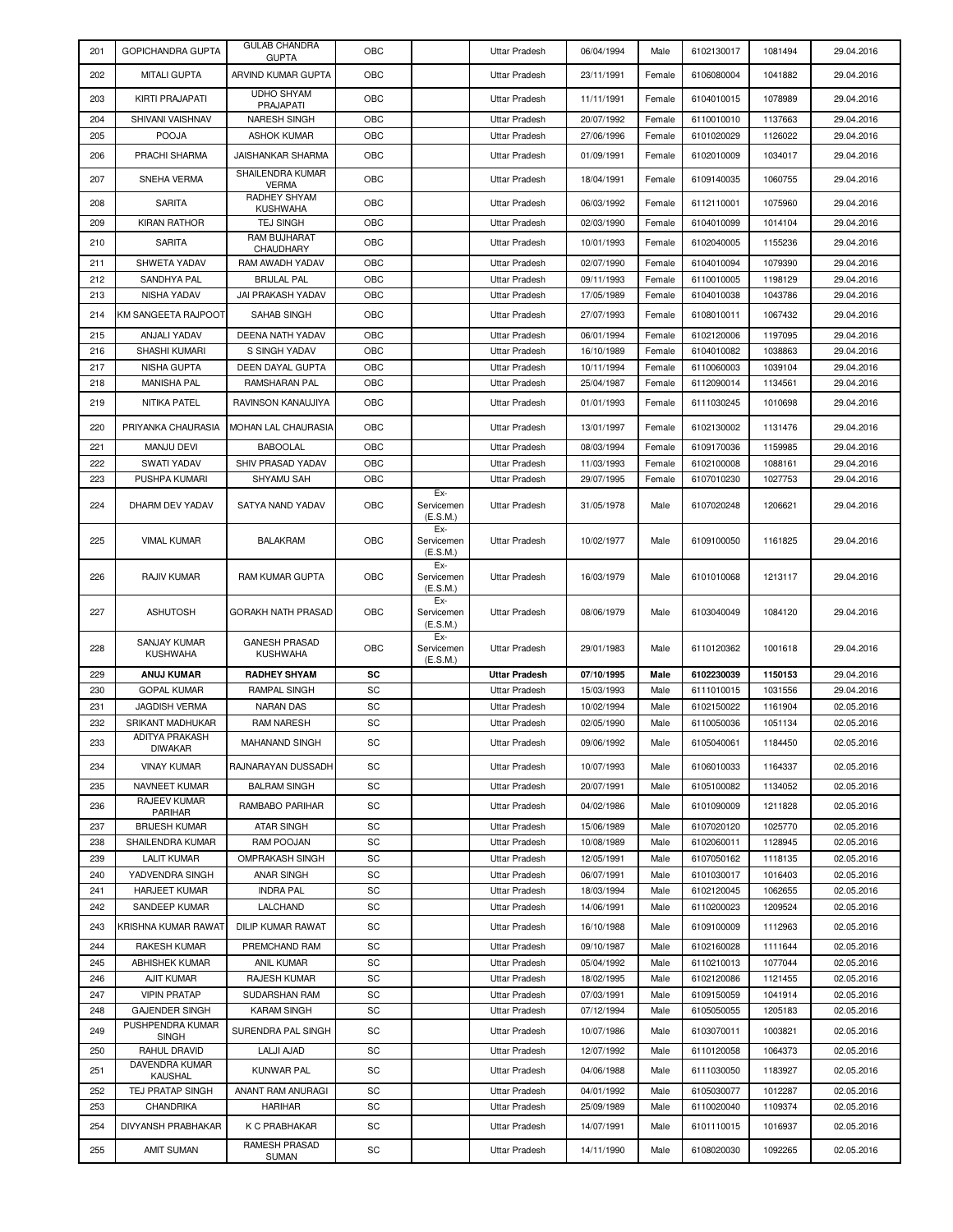| 201 | GOPICHANDRA GUPTA | GULAB CHANDRA GUPTA | OBC | | Uttar Pradesh | 06/04/1994 | Male | 6102130017 | 1081494 | 29.04.2016 |
|---|---|---|---|---|---|---|---|---|---|---|
| 202 | MITALI GUPTA | ARVIND KUMAR GUPTA | OBC | | Uttar Pradesh | 23/11/1991 | Female | 6106080004 | 1041882 | 29.04.2016 |
| 203 | KIRTI PRAJAPATI | UDHO SHYAM PRAJAPATI | OBC | | Uttar Pradesh | 11/11/1991 | Female | 6104010015 | 1078989 | 29.04.2016 |
| 204 | SHIVANI VAISHNAV | NARESH SINGH | OBC | | Uttar Pradesh | 20/07/1992 | Female | 6110010010 | 1137663 | 29.04.2016 |
| 205 | POOJA | ASHOK KUMAR | OBC | | Uttar Pradesh | 27/06/1996 | Female | 6101020029 | 1126022 | 29.04.2016 |
| 206 | PRACHI SHARMA | JAISHANKAR SHARMA | OBC | | Uttar Pradesh | 01/09/1991 | Female | 6102010009 | 1034017 | 29.04.2016 |
| 207 | SNEHA VERMA | SHAILENDRA KUMAR VERMA | OBC | | Uttar Pradesh | 18/04/1991 | Female | 6109140035 | 1060755 | 29.04.2016 |
| 208 | SARITA | RADHEY SHYAM KUSHWAHA | OBC | | Uttar Pradesh | 06/03/1992 | Female | 6112110001 | 1075960 | 29.04.2016 |
| 209 | KIRAN RATHOR | TEJ SINGH | OBC | | Uttar Pradesh | 02/03/1990 | Female | 6104010099 | 1014104 | 29.04.2016 |
| 210 | SARITA | RAM BUJHARAT CHAUDHARY | OBC | | Uttar Pradesh | 10/01/1993 | Female | 6102040005 | 1155236 | 29.04.2016 |
| 211 | SHWETA YADAV | RAM AWADH YADAV | OBC | | Uttar Pradesh | 02/07/1990 | Female | 6104010094 | 1079390 | 29.04.2016 |
| 212 | SANDHYA PAL | BRIJLAL PAL | OBC | | Uttar Pradesh | 09/11/1993 | Female | 6110010005 | 1198129 | 29.04.2016 |
| 213 | NISHA YADAV | JAI PRAKASH YADAV | OBC | | Uttar Pradesh | 17/05/1989 | Female | 6104010038 | 1043786 | 29.04.2016 |
| 214 | KM SANGEETA RAJPOOT | SAHAB SINGH | OBC | | Uttar Pradesh | 27/07/1993 | Female | 6108010011 | 1067432 | 29.04.2016 |
| 215 | ANJALI YADAV | DEENA NATH YADAV | OBC | | Uttar Pradesh | 06/01/1994 | Female | 6102120006 | 1197095 | 29.04.2016 |
| 216 | SHASHI KUMARI | S SINGH YADAV | OBC | | Uttar Pradesh | 16/10/1989 | Female | 6104010082 | 1038863 | 29.04.2016 |
| 217 | NISHA GUPTA | DEEN DAYAL GUPTA | OBC | | Uttar Pradesh | 10/11/1994 | Female | 6110060003 | 1039104 | 29.04.2016 |
| 218 | MANISHA PAL | RAMSHARAN PAL | OBC | | Uttar Pradesh | 25/04/1987 | Female | 6112090014 | 1134561 | 29.04.2016 |
| 219 | NITIKA PATEL | RAVINSON KANAUJIYA | OBC | | Uttar Pradesh | 01/01/1993 | Female | 6111030245 | 1010698 | 29.04.2016 |
| 220 | PRIYANKA CHAURASIA | MOHAN LAL CHAURASIA | OBC | | Uttar Pradesh | 13/01/1997 | Female | 6102130002 | 1131476 | 29.04.2016 |
| 221 | MANJU DEVI | BABOOLAL | OBC | | Uttar Pradesh | 08/03/1994 | Female | 6109170036 | 1159985 | 29.04.2016 |
| 222 | SWATI YADAV | SHIV PRASAD YADAV | OBC | | Uttar Pradesh | 11/03/1993 | Female | 6102100008 | 1088161 | 29.04.2016 |
| 223 | PUSHPA KUMARI | SHYAMU SAH | OBC | | Uttar Pradesh | 29/07/1995 | Female | 6107010230 | 1027753 | 29.04.2016 |
| 224 | DHARM DEV YADAV | SATYA NAND YADAV | OBC | Ex-Servicemen (E.S.M.) | Uttar Pradesh | 31/05/1978 | Male | 6107020248 | 1206621 | 29.04.2016 |
| 225 | VIMAL KUMAR | BALAKRAM | OBC | Ex-Servicemen (E.S.M.) | Uttar Pradesh | 10/02/1977 | Male | 6109100050 | 1161825 | 29.04.2016 |
| 226 | RAJIV KUMAR | RAM KUMAR GUPTA | OBC | Ex-Servicemen (E.S.M.) | Uttar Pradesh | 16/03/1979 | Male | 6101010068 | 1213117 | 29.04.2016 |
| 227 | ASHUTOSH | GORAKH NATH PRASAD | OBC | Ex-Servicemen (E.S.M.) | Uttar Pradesh | 08/06/1979 | Male | 6103040049 | 1084120 | 29.04.2016 |
| 228 | SANJAY KUMAR KUSHWAHA | GANESH PRASAD KUSHWAHA | OBC | Ex-Servicemen (E.S.M.) | Uttar Pradesh | 29/01/1983 | Male | 6110120362 | 1001618 | 29.04.2016 |
| 229 | **ANUJ KUMAR** | **RADHEY SHYAM** | **SC** | | **Uttar Pradesh** | **07/10/1995** | **Male** | **6102230039** | **1150153** | 29.04.2016 |
| 230 | GOPAL KUMAR | RAMPAL SINGH | SC | | Uttar Pradesh | 15/03/1993 | Male | 6111010015 | 1031556 | 29.04.2016 |
| 231 | JAGDISH VERMA | NARAN DAS | SC | | Uttar Pradesh | 10/02/1994 | Male | 6102150022 | 1161904 | 02.05.2016 |
| 232 | SRIKANT MADHUKAR | RAM NARESH | SC | | Uttar Pradesh | 02/05/1990 | Male | 6110050036 | 1051134 | 02.05.2016 |
| 233 | ADITYA PRAKASH DIWAKAR | MAHANAND SINGH | SC | | Uttar Pradesh | 09/06/1992 | Male | 6105040061 | 1184450 | 02.05.2016 |
| 234 | VINAY KUMAR | RAJNARAYAN DUSSADH | SC | | Uttar Pradesh | 10/07/1993 | Male | 6106010033 | 1164337 | 02.05.2016 |
| 235 | NAVNEET KUMAR | BALRAM SINGH | SC | | Uttar Pradesh | 20/07/1991 | Male | 6105100082 | 1134052 | 02.05.2016 |
| 236 | RAJEEV KUMAR PARIHAR | RAMBABO PARIHAR | SC | | Uttar Pradesh | 04/02/1986 | Male | 6101090009 | 1211828 | 02.05.2016 |
| 237 | BRIJESH KUMAR | ATAR SINGH | SC | | Uttar Pradesh | 15/06/1989 | Male | 6107020120 | 1025770 | 02.05.2016 |
| 238 | SHAILENDRA KUMAR | RAM POOJAN | SC | | Uttar Pradesh | 10/08/1989 | Male | 6102060011 | 1128945 | 02.05.2016 |
| 239 | LALIT KUMAR | OMPRAKASH SINGH | SC | | Uttar Pradesh | 12/05/1991 | Male | 6107050162 | 1118135 | 02.05.2016 |
| 240 | YADVENDRA SINGH | ANAR SINGH | SC | | Uttar Pradesh | 06/07/1991 | Male | 6101030017 | 1016403 | 02.05.2016 |
| 241 | HARJEET KUMAR | INDRA PAL | SC | | Uttar Pradesh | 18/03/1994 | Male | 6102120045 | 1062655 | 02.05.2016 |
| 242 | SANDEEP KUMAR | LALCHAND | SC | | Uttar Pradesh | 14/06/1991 | Male | 6110200023 | 1209524 | 02.05.2016 |
| 243 | KRISHNA KUMAR RAWAT | DILIP KUMAR RAWAT | SC | | Uttar Pradesh | 16/10/1988 | Male | 6109100009 | 1112963 | 02.05.2016 |
| 244 | RAKESH KUMAR | PREMCHAND RAM | SC | | Uttar Pradesh | 09/10/1987 | Male | 6102160028 | 1111644 | 02.05.2016 |
| 245 | ABHISHEK KUMAR | ANIL KUMAR | SC | | Uttar Pradesh | 05/04/1992 | Male | 6110210013 | 1077044 | 02.05.2016 |
| 246 | AJIT KUMAR | RAJESH KUMAR | SC | | Uttar Pradesh | 18/02/1995 | Male | 6102120086 | 1121455 | 02.05.2016 |
| 247 | VIPIN PRATAP | SUDARSHAN RAM | SC | | Uttar Pradesh | 07/03/1991 | Male | 6109150059 | 1041914 | 02.05.2016 |
| 248 | GAJENDER SINGH | KARAM SINGH | SC | | Uttar Pradesh | 07/12/1994 | Male | 6105050055 | 1205183 | 02.05.2016 |
| 249 | PUSHPENDRA KUMAR SINGH | SURENDRA PAL SINGH | SC | | Uttar Pradesh | 10/07/1986 | Male | 6103070011 | 1003821 | 02.05.2016 |
| 250 | RAHUL DRAVID | LALJI AJAD | SC | | Uttar Pradesh | 12/07/1992 | Male | 6110120058 | 1064373 | 02.05.2016 |
| 251 | DAVENDRA KUMAR KAUSHAL | KUNWAR PAL | SC | | Uttar Pradesh | 04/06/1988 | Male | 6111030050 | 1183927 | 02.05.2016 |
| 252 | TEJ PRATAP SINGH | ANANT RAM ANURAGI | SC | | Uttar Pradesh | 04/01/1992 | Male | 6105030077 | 1012287 | 02.05.2016 |
| 253 | CHANDRIKA | HARIHAR | SC | | Uttar Pradesh | 25/09/1989 | Male | 6110020040 | 1109374 | 02.05.2016 |
| 254 | DIVYANSH PRABHAKAR | K C PRABHAKAR | SC | | Uttar Pradesh | 14/07/1991 | Male | 6101110015 | 1016937 | 02.05.2016 |
| 255 | AMIT SUMAN | RAMESH PRASAD SUMAN | SC | | Uttar Pradesh | 14/11/1990 | Male | 6108020030 | 1092265 | 02.05.2016 |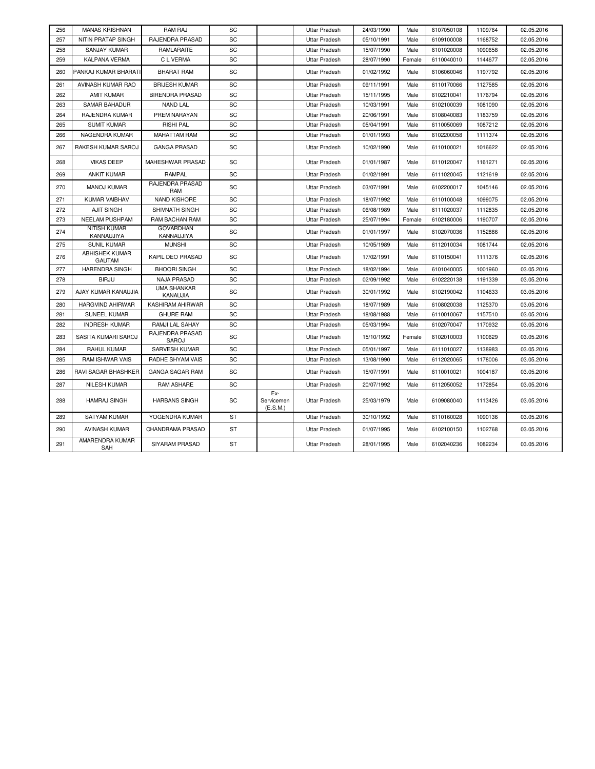| | | | | | | | | | | |
|---|---|---|---|---|---|---|---|---|---|---|
| 256 | MANAS KRISHNAN | RAM RAJ | SC | | Uttar Pradesh | 24/03/1990 | Male | 6107050108 | 1109764 | 02.05.2016 |
| 257 | NITIN PRATAP SINGH | RAJENDRA PRASAD | SC | | Uttar Pradesh | 05/10/1991 | Male | 6109100008 | 1168752 | 02.05.2016 |
| 258 | SANJAY KUMAR | RAMLARAITE | SC | | Uttar Pradesh | 15/07/1990 | Male | 6101020008 | 1090658 | 02.05.2016 |
| 259 | KALPANA VERMA | C L VERMA | SC | | Uttar Pradesh | 28/07/1990 | Female | 6110040010 | 1144677 | 02.05.2016 |
| 260 | PANKAJ KUMAR BHARATI | BHARAT RAM | SC | | Uttar Pradesh | 01/02/1992 | Male | 6106060046 | 1197792 | 02.05.2016 |
| 261 | AVINASH KUMAR RAO | BRIJESH KUMAR | SC | | Uttar Pradesh | 09/11/1991 | Male | 6110170066 | 1127585 | 02.05.2016 |
| 262 | AMIT KUMAR | BIRENDRA PRASAD | SC | | Uttar Pradesh | 15/11/1995 | Male | 6102210041 | 1176794 | 02.05.2016 |
| 263 | SAMAR BAHADUR | NAND LAL | SC | | Uttar Pradesh | 10/03/1991 | Male | 6102100039 | 1081090 | 02.05.2016 |
| 264 | RAJENDRA KUMAR | PREM NARAYAN | SC | | Uttar Pradesh | 20/06/1991 | Male | 6108040083 | 1183759 | 02.05.2016 |
| 265 | SUMIT KUMAR | RISHI PAL | SC | | Uttar Pradesh | 05/04/1991 | Male | 6110050069 | 1087212 | 02.05.2016 |
| 266 | NAGENDRA KUMAR | MAHATTAM RAM | SC | | Uttar Pradesh | 01/01/1993 | Male | 6102200058 | 1111374 | 02.05.2016 |
| 267 | RAKESH KUMAR SAROJ | GANGA PRASAD | SC | | Uttar Pradesh | 10/02/1990 | Male | 6110100021 | 1016622 | 02.05.2016 |
| 268 | VIKAS DEEP | MAHESHWAR PRASAD | SC | | Uttar Pradesh | 01/01/1987 | Male | 6110120047 | 1161271 | 02.05.2016 |
| 269 | ANKIT KUMAR | RAMPAL | SC | | Uttar Pradesh | 01/02/1991 | Male | 6111020045 | 1121619 | 02.05.2016 |
| 270 | MANOJ KUMAR | RAJENDRA PRASAD RAM | SC | | Uttar Pradesh | 03/07/1991 | Male | 6102200017 | 1045146 | 02.05.2016 |
| 271 | KUMAR VAIBHAV | NAND KISHORE | SC | | Uttar Pradesh | 18/07/1992 | Male | 6110100048 | 1099075 | 02.05.2016 |
| 272 | AJIT SINGH | SHIVNATH SINGH | SC | | Uttar Pradesh | 06/08/1989 | Male | 6111020037 | 1112835 | 02.05.2016 |
| 273 | NEELAM PUSHPAM | RAM BACHAN RAM | SC | | Uttar Pradesh | 25/07/1994 | Female | 6102180006 | 1190707 | 02.05.2016 |
| 274 | NITISH KUMAR KANNAUJIYA | GOVARDHAN KANNAUJIYA | SC | | Uttar Pradesh | 01/01/1997 | Male | 6102070036 | 1152886 | 02.05.2016 |
| 275 | SUNIL KUMAR | MUNSHI | SC | | Uttar Pradesh | 10/05/1989 | Male | 6112010034 | 1081744 | 02.05.2016 |
| 276 | ABHISHEK KUMAR GAUTAM | KAPIL DEO PRASAD | SC | | Uttar Pradesh | 17/02/1991 | Male | 6110150041 | 1111376 | 02.05.2016 |
| 277 | HARENDRA SINGH | BHOORI SINGH | SC | | Uttar Pradesh | 18/02/1994 | Male | 6101040005 | 1001960 | 03.05.2016 |
| 278 | BIRJU | NAJA PRASAD | SC | | Uttar Pradesh | 02/09/1992 | Male | 6102220138 | 1191339 | 03.05.2016 |
| 279 | AJAY KUMAR KANAUJIA | UMA SHANKAR KANAUJIA | SC | | Uttar Pradesh | 30/01/1992 | Male | 6102190042 | 1104633 | 03.05.2016 |
| 280 | HARGVIND AHIRWAR | KASHIRAM AHIRWAR | SC | | Uttar Pradesh | 18/07/1989 | Male | 6108020038 | 1125370 | 03.05.2016 |
| 281 | SUNEEL KUMAR | GHURE RAM | SC | | Uttar Pradesh | 18/08/1988 | Male | 6110010067 | 1157510 | 03.05.2016 |
| 282 | INDRESH KUMAR | RAMJI LAL SAHAY | SC | | Uttar Pradesh | 05/03/1994 | Male | 6102070047 | 1170932 | 03.05.2016 |
| 283 | SASITA KUMARI SAROJ | RAJENDRA PRASAD SAROJ | SC | | Uttar Pradesh | 15/10/1992 | Female | 6102010003 | 1100629 | 03.05.2016 |
| 284 | RAHUL KUMAR | SARVESH KUMAR | SC | | Uttar Pradesh | 05/01/1997 | Male | 6111010027 | 1138983 | 03.05.2016 |
| 285 | RAM ISHWAR VAIS | RADHE SHYAM VAIS | SC | | Uttar Pradesh | 13/08/1990 | Male | 6112020065 | 1178006 | 03.05.2016 |
| 286 | RAVI SAGAR BHASHKER | GANGA SAGAR RAM | SC | | Uttar Pradesh | 15/07/1991 | Male | 6110010021 | 1004187 | 03.05.2016 |
| 287 | NILESH KUMAR | RAM ASHARE | SC | | Uttar Pradesh | 20/07/1992 | Male | 6112050052 | 1172854 | 03.05.2016 |
| 288 | HAMRAJ SINGH | HARBANS SINGH | SC | Ex-Servicemen (E.S.M.) | Uttar Pradesh | 25/03/1979 | Male | 6109080040 | 1113426 | 03.05.2016 |
| 289 | SATYAM KUMAR | YOGENDRA KUMAR | ST | | Uttar Pradesh | 30/10/1992 | Male | 6110160028 | 1090136 | 03.05.2016 |
| 290 | AVINASH KUMAR | CHANDRAMA PRASAD | ST | | Uttar Pradesh | 01/07/1995 | Male | 6102100150 | 1102768 | 03.05.2016 |
| 291 | AMARENDRA KUMAR SAH | SIYARAM PRASAD | ST | | Uttar Pradesh | 28/01/1995 | Male | 6102040236 | 1082234 | 03.05.2016 |